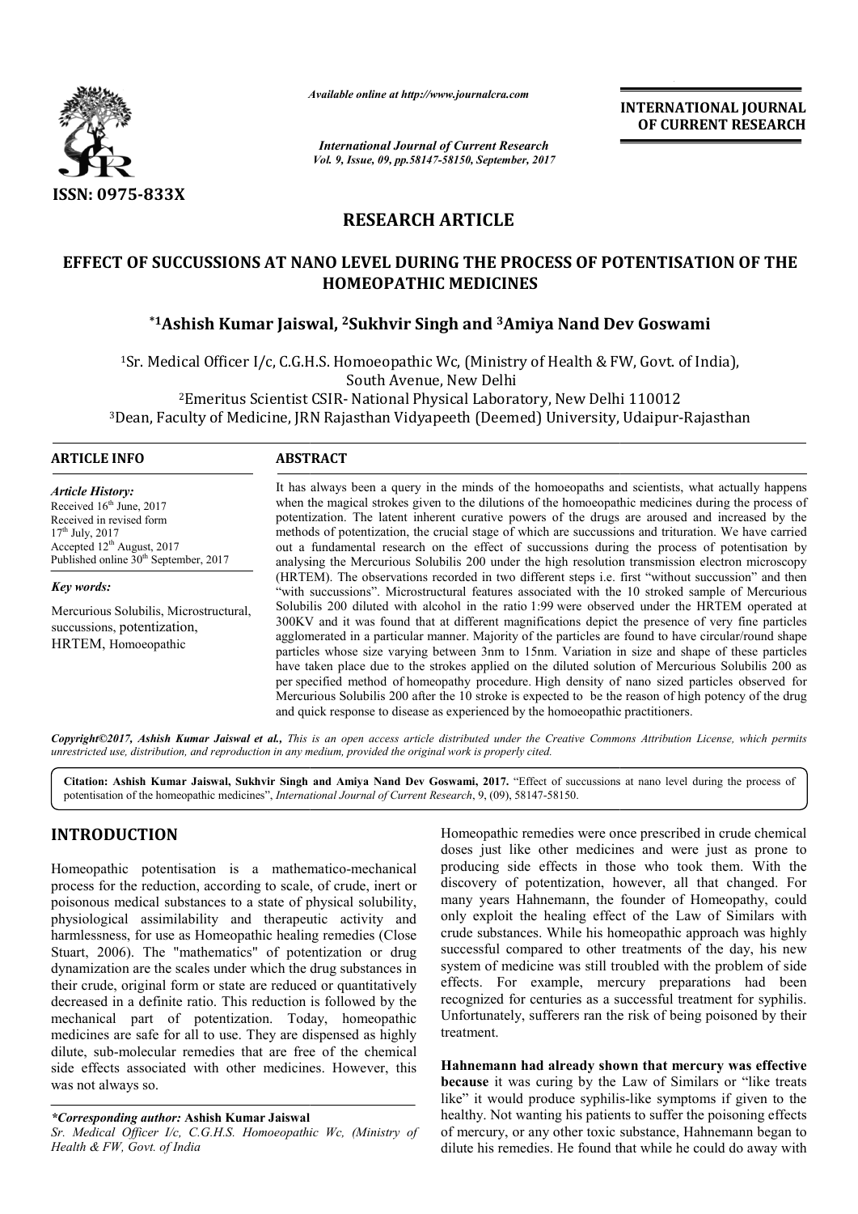*Available online at http://www.journalcra.com*

*International Journal of Current Research*
*Vol. 9, Issue, 09, pp.58147-58150, September, 2017*

**INTERNATIONAL JOURNAL OF CURRENT RESEARCH**

**ISSN: 0975-833X**

## RESEARCH ARTICLE

# EFFECT OF SUCCUSSIONS AT NANO LEVEL DURING THE PROCESS OF POTENTISATION OF THE HOMEOPATHIC MEDICINES

**\*[1]Ashish Kumar Jaiswal, [2]Sukhvir Singh and [3]Amiya Nand Dev Goswami**

[1]Sr. Medical Officer I/c, C.G.H.S. Homoeopathic Wc, (Ministry of Health & FW, Govt. of India), South Avenue, New Delhi

[2]Emeritus Scientist CSIR- National Physical Laboratory, New Delhi 110012

[3]Dean, Faculty of Medicine, JRN Rajasthan Vidyapeeth (Deemed) University, Udaipur-Rajasthan

### ARTICLE INFO

*Article History:*
Received 16th June, 2017
Received in revised form 17th July, 2017
Accepted 12th August, 2017
Published online 30th September, 2017

*Key words:*
Mercurious Solubilis, Microstructural, successions, potentization, HRTEM, Homoeopathic

### ABSTRACT

It has always been a query in the minds of the homoeopaths and scientists, what actually happens when the magical strokes given to the dilutions of the homoeopathic medicines during the process of potentization. The latent inherent curative powers of the drugs are aroused and increased by the methods of potentization, the crucial stage of which are succussions and trituration. We have carried out a fundamental research on the effect of succussions during the process of potentisation by analysing the Mercurious Solubilis 200 under the high resolution transmission electron microscopy (HRTEM). The observations recorded in two different steps i.e. first "without succussion" and then "with succussions". Microstructural features associated with the 10 stroked sample of Mercurious Solubilis 200 diluted with alcohol in the ratio 1:99 were observed under the HRTEM operated at 300KV and it was found that at different magnifications depict the presence of very fine particles agglomerated in a particular manner. Majority of the particles are found to have circular/round shape particles whose size varying between 3nm to 15nm. Variation in size and shape of these particles have taken place due to the strokes applied on the diluted solution of Mercurious Solubilis 200 as per specified method of homeopathy procedure. High density of nano sized particles observed for Mercurious Solubilis 200 after the 10 stroke is expected to be the reason of high potency of the drug and quick response to disease as experienced by the homoeopathic practitioners.

***Copyright©2017, Ashish Kumar Jaiswal et al.,** This is an open access article distributed under the Creative Commons Attribution License, which permits unrestricted use, distribution, and reproduction in any medium, provided the original work is properly cited.*

**Citation: Ashish Kumar Jaiswal, Sukhvir Singh and Amiya Nand Dev Goswami, 2017.** "Effect of succussions at nano level during the process of potentisation of the homeopathic medicines", *International Journal of Current Research*, 9, (09), 58147-58150.

## INTRODUCTION

Homeopathic potentisation is a mathematico-mechanical process for the reduction, according to scale, of crude, inert or poisonous medical substances to a state of physical solubility, physiological assimilability and therapeutic activity and harmlessness, for use as Homeopathic healing remedies (Close Stuart, 2006). The "mathematics" of potentization or drug dynamization are the scales under which the drug substances in their crude, original form or state are reduced or quantitatively decreased in a definite ratio. This reduction is followed by the mechanical part of potentization. Today, homeopathic medicines are safe for all to use. They are dispensed as highly dilute, sub-molecular remedies that are free of the chemical side effects associated with other medicines. However, this was not always so.

Homeopathic remedies were once prescribed in crude chemical doses just like other medicines and were just as prone to producing side effects in those who took them. With the discovery of potentization, however, all that changed. For many years Hahnemann, the founder of Homeopathy, could only exploit the healing effect of the Law of Similars with crude substances. While his homeopathic approach was highly successful compared to other treatments of the day, his new system of medicine was still troubled with the problem of side effects. For example, mercury preparations had been recognized for centuries as a successful treatment for syphilis. Unfortunately, sufferers ran the risk of being poisoned by their treatment.

**Hahnemann had already shown that mercury was effective because** it was curing by the Law of Similars or "like treats like" it would produce syphilis-like symptoms if given to the healthy. Not wanting his patients to suffer the poisoning effects of mercury, or any other toxic substance, Hahnemann began to dilute his remedies. He found that while he could do away with

*\*Corresponding author:* **Ashish Kumar Jaiswal**
*Sr. Medical Officer I/c, C.G.H.S. Homoeopathic Wc, (Ministry of Health & FW, Govt. of India*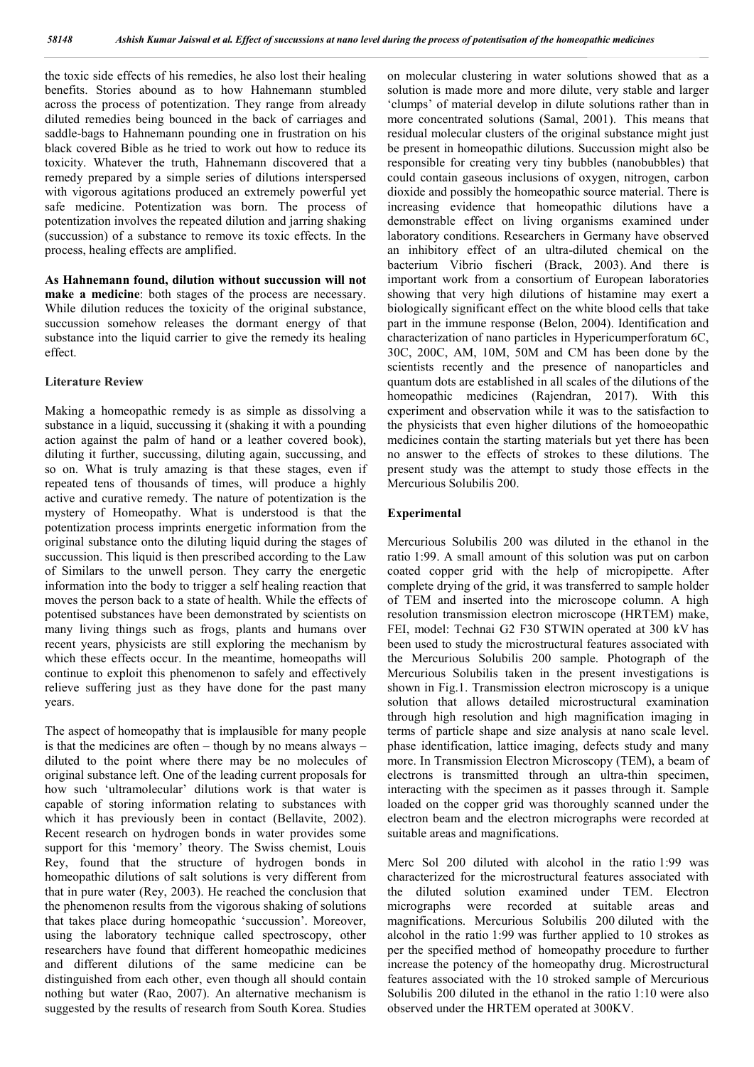the toxic side effects of his remedies, he also lost their healing benefits. Stories abound as to how Hahnemann stumbled across the process of potentization. They range from already diluted remedies being bounced in the back of carriages and saddle-bags to Hahnemann pounding one in frustration on his black covered Bible as he tried to work out how to reduce its toxicity. Whatever the truth, Hahnemann discovered that a remedy prepared by a simple series of dilutions interspersed with vigorous agitations produced an extremely powerful yet safe medicine. Potentization was born. The process of potentization involves the repeated dilution and jarring shaking (succussion) of a substance to remove its toxic effects. In the process, healing effects are amplified.

**As Hahnemann found, dilution without succussion will not make a medicine**: both stages of the process are necessary. While dilution reduces the toxicity of the original substance, succussion somehow releases the dormant energy of that substance into the liquid carrier to give the remedy its healing effect.

## Literature Review

Making a homeopathic remedy is as simple as dissolving a substance in a liquid, succussing it (shaking it with a pounding action against the palm of hand or a leather covered book), diluting it further, succussing, diluting again, succussing, and so on. What is truly amazing is that these stages, even if repeated tens of thousands of times, will produce a highly active and curative remedy. The nature of potentization is the mystery of Homeopathy. What is understood is that the potentization process imprints energetic information from the original substance onto the diluting liquid during the stages of succussion. This liquid is then prescribed according to the Law of Similars to the unwell person. They carry the energetic information into the body to trigger a self healing reaction that moves the person back to a state of health. While the effects of potentised substances have been demonstrated by scientists on many living things such as frogs, plants and humans over recent years, physicists are still exploring the mechanism by which these effects occur. In the meantime, homeopaths will continue to exploit this phenomenon to safely and effectively relieve suffering just as they have done for the past many years.

The aspect of homeopathy that is implausible for many people is that the medicines are often – though by no means always – diluted to the point where there may be no molecules of original substance left. One of the leading current proposals for how such 'ultramolecular' dilutions work is that water is capable of storing information relating to substances with which it has previously been in contact (Bellavite, 2002). Recent research on hydrogen bonds in water provides some support for this 'memory' theory. The Swiss chemist, Louis Rey, found that the structure of hydrogen bonds in homeopathic dilutions of salt solutions is very different from that in pure water (Rey, 2003). He reached the conclusion that the phenomenon results from the vigorous shaking of solutions that takes place during homeopathic 'succussion'. Moreover, using the laboratory technique called spectroscopy, other researchers have found that different homeopathic medicines and different dilutions of the same medicine can be distinguished from each other, even though all should contain nothing but water (Rao, 2007). An alternative mechanism is suggested by the results of research from South Korea. Studies on molecular clustering in water solutions showed that as a solution is made more and more dilute, very stable and larger 'clumps' of material develop in dilute solutions rather than in more concentrated solutions (Samal, 2001). This means that residual molecular clusters of the original substance might just be present in homeopathic dilutions. Succussion might also be responsible for creating very tiny bubbles (nanobubbles) that could contain gaseous inclusions of oxygen, nitrogen, carbon dioxide and possibly the homeopathic source material. There is increasing evidence that homeopathic dilutions have a demonstrable effect on living organisms examined under laboratory conditions. Researchers in Germany have observed an inhibitory effect of an ultra-diluted chemical on the bacterium Vibrio fischeri (Brack, 2003). And there is important work from a consortium of European laboratories showing that very high dilutions of histamine may exert a biologically significant effect on the white blood cells that take part in the immune response (Belon, 2004). Identification and characterization of nano particles in Hypericumperforatum 6C, 30C, 200C, AM, 10M, 50M and CM has been done by the scientists recently and the presence of nanoparticles and quantum dots are established in all scales of the dilutions of the homeopathic medicines (Rajendran, 2017). With this experiment and observation while it was to the satisfaction to the physicists that even higher dilutions of the homoeopathic medicines contain the starting materials but yet there has been no answer to the effects of strokes to these dilutions. The present study was the attempt to study those effects in the Mercurious Solubilis 200.

## Experimental

Mercurious Solubilis 200 was diluted in the ethanol in the ratio 1:99. A small amount of this solution was put on carbon coated copper grid with the help of micropipette. After complete drying of the grid, it was transferred to sample holder of TEM and inserted into the microscope column. A high resolution transmission electron microscope (HRTEM) make, FEI, model: Technai G2 F30 STWIN operated at 300 kV has been used to study the microstructural features associated with the Mercurious Solubilis 200 sample. Photograph of the Mercurious Solubilis taken in the present investigations is shown in Fig.1. Transmission electron microscopy is a unique solution that allows detailed microstructural examination through high resolution and high magnification imaging in terms of particle shape and size analysis at nano scale level. phase identification, lattice imaging, defects study and many more. In Transmission Electron Microscopy (TEM), a beam of electrons is transmitted through an ultra-thin specimen, interacting with the specimen as it passes through it. Sample loaded on the copper grid was thoroughly scanned under the electron beam and the electron micrographs were recorded at suitable areas and magnifications.

Merc Sol 200 diluted with alcohol in the ratio 1:99 was characterized for the microstructural features associated with the diluted solution examined under TEM. Electron micrographs were recorded at suitable areas and magnifications. Mercurious Solubilis 200 diluted with the alcohol in the ratio 1:99 was further applied to 10 strokes as per the specified method of homeopathy procedure to further increase the potency of the homeopathy drug. Microstructural features associated with the 10 stroked sample of Mercurious Solubilis 200 diluted in the ethanol in the ratio 1:10 were also observed under the HRTEM operated at 300KV.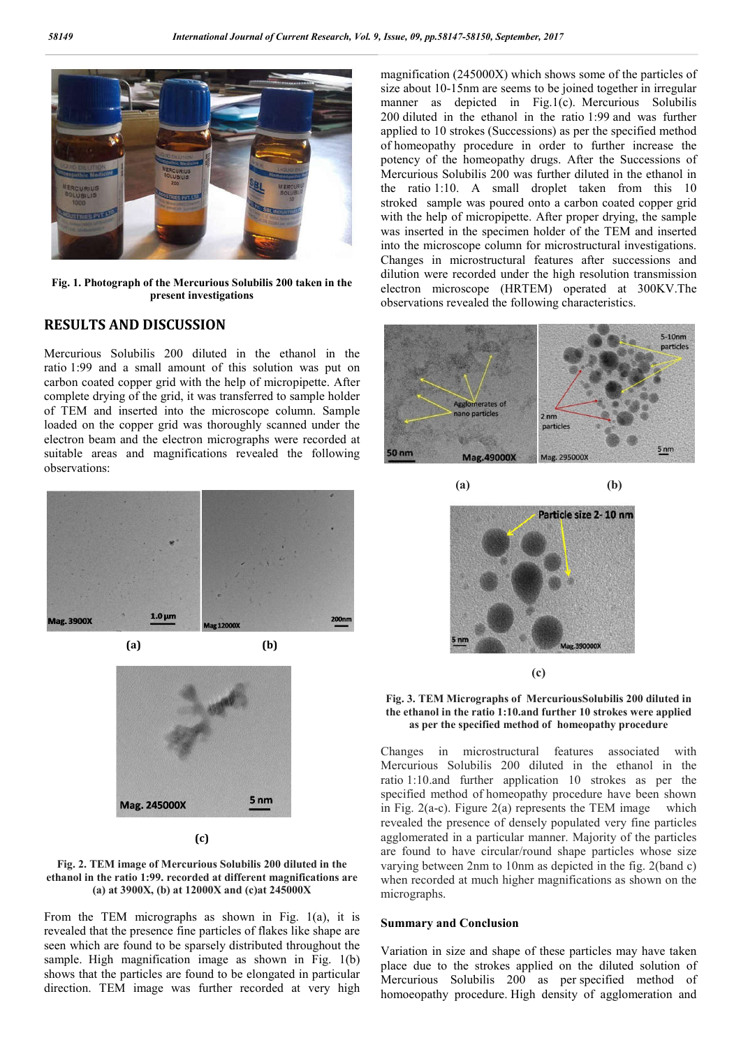Fig. 1. Photograph of the Mercurious Solubilis 200 taken in the present investigations

## RESULTS AND DISCUSSION

Mercurious Solubilis 200 diluted in the ethanol in the ratio 1:99 and a small amount of this solution was put on carbon coated copper grid with the help of micropipette. After complete drying of the grid, it was transferred to sample holder of TEM and inserted into the microscope column. Sample loaded on the copper grid was thoroughly scanned under the electron beam and the electron micrographs were recorded at suitable areas and magnifications revealed the following observations:

Fig. 2. TEM image of Mercurious Solubilis 200 diluted in the ethanol in the ratio 1:99. recorded at different magnifications are (a) at 3900X, (b) at 12000X and (c)at 245000X

From the TEM micrographs as shown in Fig. 1(a), it is revealed that the presence fine particles of flakes like shape are seen which are found to be sparsely distributed throughout the sample. High magnification image as shown in Fig. 1(b) shows that the particles are found to be elongated in particular direction. TEM image was further recorded at very high magnification (245000X) which shows some of the particles of size about 10-15nm are seems to be joined together in irregular manner as depicted in Fig.1(c). Mercurious Solubilis 200 diluted in the ethanol in the ratio 1:99 and was further applied to 10 strokes (Successions) as per the specified method of homeopathy procedure in order to further increase the potency of the homeopathy drugs. After the Successions of Mercurious Solubilis 200 was further diluted in the ethanol in the ratio 1:10. A small droplet taken from this 10 stroked sample was poured onto a carbon coated copper grid with the help of micropipette. After proper drying, the sample was inserted in the specimen holder of the TEM and inserted into the microscope column for microstructural investigations. Changes in microstructural features after successions and dilution were recorded under the high resolution transmission electron microscope (HRTEM) operated at 300KV.The observations revealed the following characteristics.

Fig. 3. TEM Micrographs of MercuriousSolubilis 200 diluted in the ethanol in the ratio 1:10.and further 10 strokes were applied as per the specified method of homeopathy procedure

Changes in microstructural features associated with Mercurious Solubilis 200 diluted in the ethanol in the ratio 1:10.and further application 10 strokes as per the specified method of homeopathy procedure have been shown in Fig. 2(a-c). Figure 2(a) represents the TEM image which revealed the presence of densely populated very fine particles agglomerated in a particular manner. Majority of the particles are found to have circular/round shape particles whose size varying between 2nm to 10nm as depicted in the fig. 2(band c) when recorded at much higher magnifications as shown on the micrographs.

### Summary and Conclusion

Variation in size and shape of these particles may have taken place due to the strokes applied on the diluted solution of Mercurious Solubilis 200 as per specified method of homoeopathy procedure. High density of agglomeration and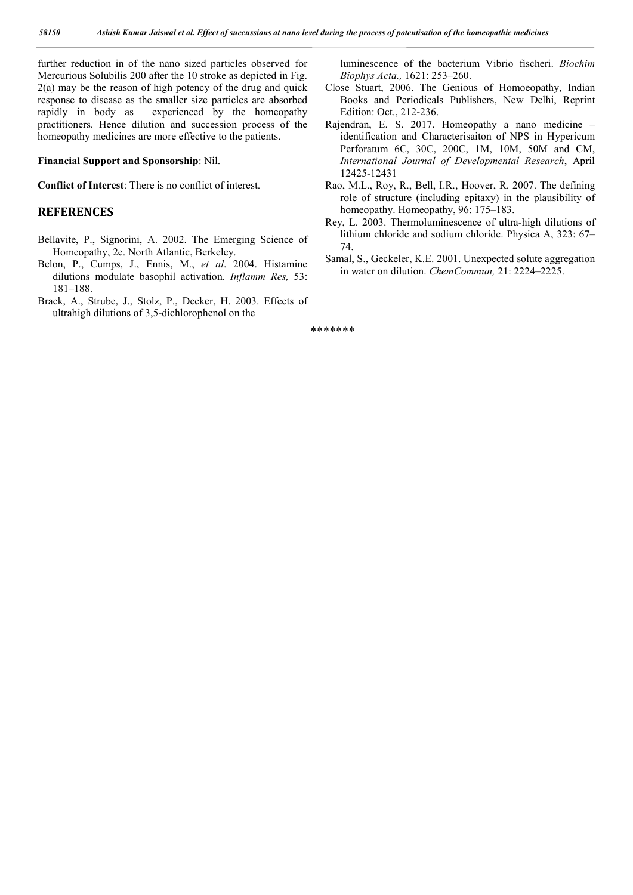further reduction in of the nano sized particles observed for Mercurious Solubilis 200 after the 10 stroke as depicted in Fig. 2(a) may be the reason of high potency of the drug and quick response to disease as the smaller size particles are absorbed rapidly in body as experienced by the homeopathy practitioners. Hence dilution and succession process of the homeopathy medicines are more effective to the patients.

**Financial Support and Sponsorship**: Nil.

**Conflict of Interest**: There is no conflict of interest.

## REFERENCES

Bellavite, P., Signorini, A. 2002. The Emerging Science of Homeopathy, 2e. North Atlantic, Berkeley.

Belon, P., Cumps, J., Ennis, M., *et al*. 2004. Histamine dilutions modulate basophil activation. *Inflamm Res,* 53: 181–188.

Brack, A., Strube, J., Stolz, P., Decker, H. 2003. Effects of ultrahigh dilutions of 3,5-dichlorophenol on the luminescence of the bacterium Vibrio fischeri. *Biochim Biophys Acta.,* 1621: 253–260.

Close Stuart, 2006. The Genious of Homoeopathy, Indian Books and Periodicals Publishers, New Delhi, Reprint Edition: Oct., 212-236.

Rajendran, E. S. 2017. Homeopathy a nano medicine – identification and Characterisaiton of NPS in Hypericum Perforatum 6C, 30C, 200C, 1M, 10M, 50M and CM, *International Journal of Developmental Research*, April 12425-12431

Rao, M.L., Roy, R., Bell, I.R., Hoover, R. 2007. The defining role of structure (including epitaxy) in the plausibility of homeopathy. Homeopathy, 96: 175–183.

Rey, L. 2003. Thermoluminescence of ultra-high dilutions of lithium chloride and sodium chloride. Physica A, 323: 67–74.

Samal, S., Geckeler, K.E. 2001. Unexpected solute aggregation in water on dilution. *ChemCommun,* 21: 2224–2225.

*******